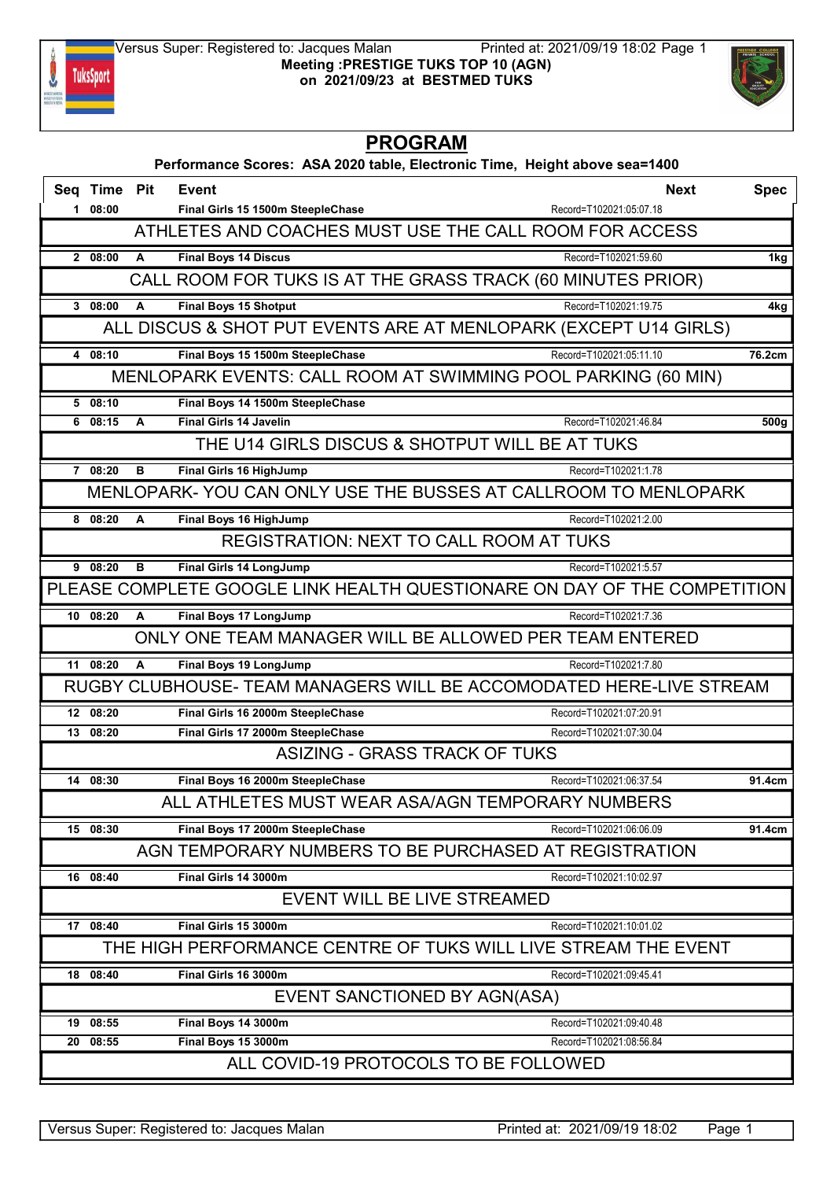Meeting :PRESTIGE TUKS TOP 10 (AGN)
on 2021/09/23 at BESTMED TUKS

# PROGRAM

**Performance Scores: ASA 2020 table, Electronic Time, Height above sea=1400**

| Seq | Time | Pit | Event | Next | Spec |
|---|---|---|---|---|---|
| 1 | 08:00 | | Final Girls 15 1500m SteepleChase | Record=T102021:05:07.18 | |
| ATHLETES AND COACHES MUST USE THE CALL ROOM FOR ACCESS | | | | | |
| 2 | 08:00 | A | Final Boys 14 Discus | Record=T102021:59.60 | 1kg |
| CALL ROOM FOR TUKS IS AT THE GRASS TRACK (60 MINUTES PRIOR) | | | | | |
| 3 | 08:00 | A | Final Boys 15 Shotput | Record=T102021:19.75 | 4kg |
| ALL DISCUS & SHOT PUT EVENTS ARE AT MENLOPARK (EXCEPT U14 GIRLS) | | | | | |
| 4 | 08:10 | | Final Boys 15 1500m SteepleChase | Record=T102021:05:11.10 | 76.2cm |
| MENLOPARK EVENTS: CALL ROOM AT SWIMMING POOL PARKING (60 MIN) | | | | | |
| 5 | 08:10 | | Final Boys 14 1500m SteepleChase | | |
| 6 | 08:15 | A | Final Girls 14 Javelin | Record=T102021:46.84 | 500g |
| THE U14 GIRLS DISCUS & SHOTPUT WILL BE AT TUKS | | | | | |
| 7 | 08:20 | B | Final Girls 16 HighJump | Record=T102021:1.78 | |
| MENLOPARK- YOU CAN ONLY USE THE BUSSES AT CALLROOM TO MENLOPARK | | | | | |
| 8 | 08:20 | A | Final Boys 16 HighJump | Record=T102021:2.00 | |
| REGISTRATION: NEXT TO CALL ROOM AT TUKS | | | | | |
| 9 | 08:20 | B | Final Girls 14 LongJump | Record=T102021:5.57 | |
| PLEASE COMPLETE GOOGLE LINK HEALTH QUESTIONARE ON DAY OF THE COMPETITION | | | | | |
| 10 | 08:20 | A | Final Boys 17 LongJump | Record=T102021:7.36 | |
| ONLY ONE TEAM MANAGER WILL BE ALLOWED PER TEAM ENTERED | | | | | |
| 11 | 08:20 | A | Final Boys 19 LongJump | Record=T102021:7.80 | |
| RUGBY CLUBHOUSE- TEAM MANAGERS WILL BE ACCOMODATED HERE-LIVE STREAM | | | | | |
| 12 | 08:20 | | Final Girls 16 2000m SteepleChase | Record=T102021:07:20.91 | |
| 13 | 08:20 | | Final Girls 17 2000m SteepleChase | Record=T102021:07:30.04 | |
| ASIZING - GRASS TRACK OF TUKS | | | | | |
| 14 | 08:30 | | Final Boys 16 2000m SteepleChase | Record=T102021:06:37.54 | 91.4cm |
| ALL ATHLETES MUST WEAR ASA/AGN TEMPORARY NUMBERS | | | | | |
| 15 | 08:30 | | Final Boys 17 2000m SteepleChase | Record=T102021:06:06.09 | 91.4cm |
| AGN TEMPORARY NUMBERS TO BE PURCHASED AT REGISTRATION | | | | | |
| 16 | 08:40 | | Final Girls 14 3000m | Record=T102021:10:02.97 | |
| EVENT WILL BE LIVE STREAMED | | | | | |
| 17 | 08:40 | | Final Girls 15 3000m | Record=T102021:10:01.02 | |
| THE HIGH PERFORMANCE CENTRE OF TUKS WILL LIVE STREAM THE EVENT | | | | | |
| 18 | 08:40 | | Final Girls 16 3000m | Record=T102021:09:45.41 | |
| EVENT SANCTIONED BY AGN(ASA) | | | | | |
| 19 | 08:55 | | Final Boys 14 3000m | Record=T102021:09:40.48 | |
| 20 | 08:55 | | Final Boys 15 3000m | Record=T102021:08:56.84 | |
| ALL COVID-19 PROTOCOLS TO BE FOLLOWED | | | | | |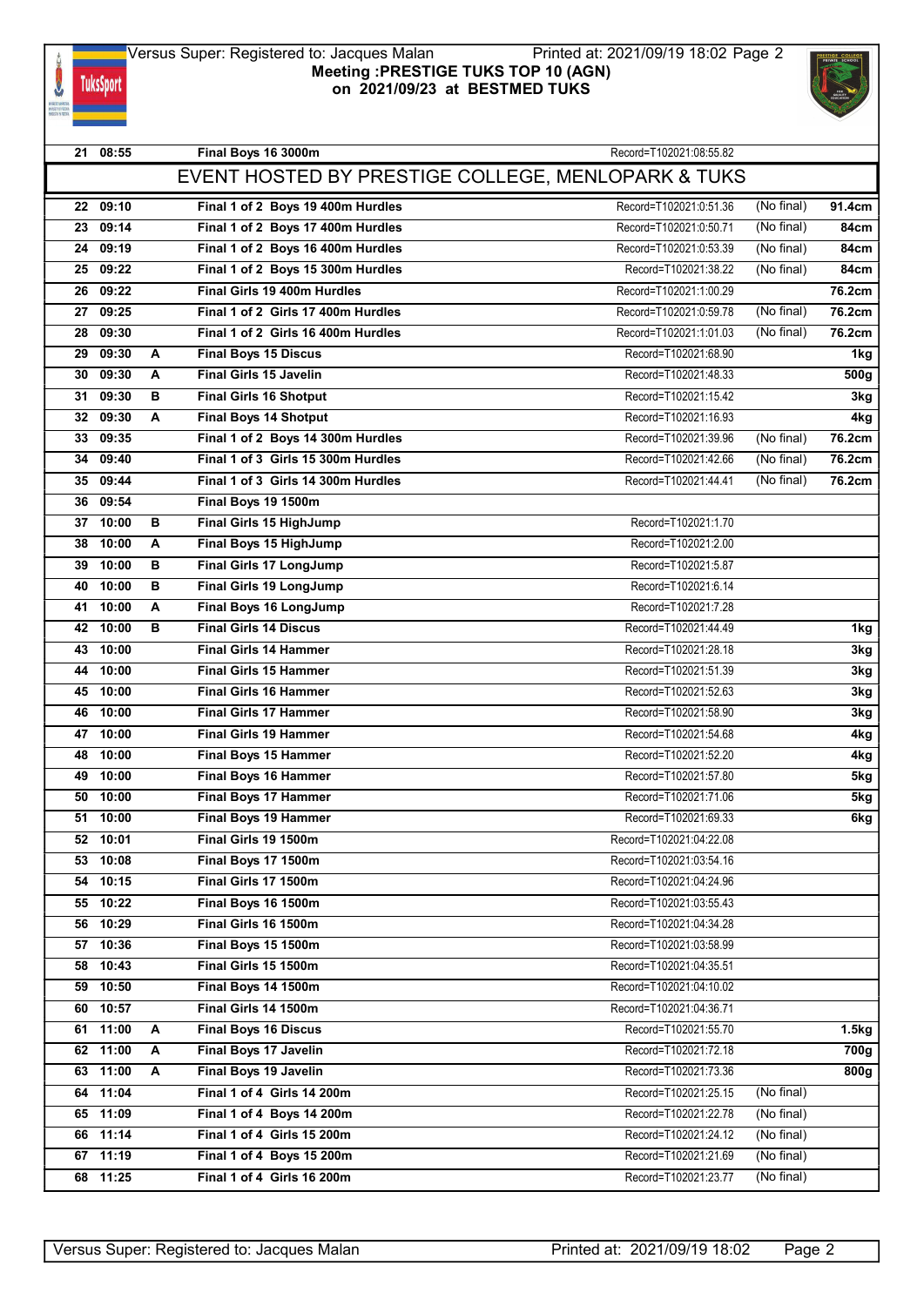Meeting :PRESTIGE TUKS TOP 10 (AGN) on 2021/09/23 at BESTMED TUKS

| | | | | | | |
|---|---|---|---|---|---|---|
| 21 | 08:55 | | Final Boys 16 3000m | Record=T102021:08:55.82 | | |

## EVENT HOSTED BY PRESTIGE COLLEGE, MENLOPARK & TUKS

| | | | | | | |
|---|---|---|---|---|---|---|
| 22 | 09:10 | | Final 1 of 2 Boys 19 400m Hurdles | Record=T102021:0:51.36 | (No final) | 91.4cm |
| 23 | 09:14 | | Final 1 of 2 Boys 17 400m Hurdles | Record=T102021:0:50.71 | (No final) | 84cm |
| 24 | 09:19 | | Final 1 of 2 Boys 16 400m Hurdles | Record=T102021:0:53.39 | (No final) | 84cm |
| 25 | 09:22 | | Final 1 of 2 Boys 15 300m Hurdles | Record=T102021:38.22 | (No final) | 84cm |
| 26 | 09:22 | | Final Girls 19 400m Hurdles | Record=T102021:1:00.29 | | 76.2cm |
| 27 | 09:25 | | Final 1 of 2 Girls 17 400m Hurdles | Record=T102021:0:59.78 | (No final) | 76.2cm |
| 28 | 09:30 | | Final 1 of 2 Girls 16 400m Hurdles | Record=T102021:1:01.03 | (No final) | 76.2cm |
| 29 | 09:30 | A | Final Boys 15 Discus | Record=T102021:68.90 | | 1kg |
| 30 | 09:30 | A | Final Girls 15 Javelin | Record=T102021:48.33 | | 500g |
| 31 | 09:30 | B | Final Girls 16 Shotput | Record=T102021:15.42 | | 3kg |
| 32 | 09:30 | A | Final Boys 14 Shotput | Record=T102021:16.93 | | 4kg |
| 33 | 09:35 | | Final 1 of 2 Boys 14 300m Hurdles | Record=T102021:39.96 | (No final) | 76.2cm |
| 34 | 09:40 | | Final 1 of 3 Girls 15 300m Hurdles | Record=T102021:42.66 | (No final) | 76.2cm |
| 35 | 09:44 | | Final 1 of 3 Girls 14 300m Hurdles | Record=T102021:44.41 | (No final) | 76.2cm |
| 36 | 09:54 | | Final Boys 19 1500m | | | |
| 37 | 10:00 | B | Final Girls 15 HighJump | Record=T102021:1.70 | | |
| 38 | 10:00 | A | Final Boys 15 HighJump | Record=T102021:2.00 | | |
| 39 | 10:00 | B | Final Girls 17 LongJump | Record=T102021:5.87 | | |
| 40 | 10:00 | B | Final Girls 19 LongJump | Record=T102021:6.14 | | |
| 41 | 10:00 | A | Final Boys 16 LongJump | Record=T102021:7.28 | | |
| 42 | 10:00 | B | Final Girls 14 Discus | Record=T102021:44.49 | | 1kg |
| 43 | 10:00 | | Final Girls 14 Hammer | Record=T102021:28.18 | | 3kg |
| 44 | 10:00 | | Final Girls 15 Hammer | Record=T102021:51.39 | | 3kg |
| 45 | 10:00 | | Final Girls 16 Hammer | Record=T102021:52.63 | | 3kg |
| 46 | 10:00 | | Final Girls 17 Hammer | Record=T102021:58.90 | | 3kg |
| 47 | 10:00 | | Final Girls 19 Hammer | Record=T102021:54.68 | | 4kg |
| 48 | 10:00 | | Final Boys 15 Hammer | Record=T102021:52.20 | | 4kg |
| 49 | 10:00 | | Final Boys 16 Hammer | Record=T102021:57.80 | | 5kg |
| 50 | 10:00 | | Final Boys 17 Hammer | Record=T102021:71.06 | | 5kg |
| 51 | 10:00 | | Final Boys 19 Hammer | Record=T102021:69.33 | | 6kg |
| 52 | 10:01 | | Final Girls 19 1500m | Record=T102021:04:22.08 | | |
| 53 | 10:08 | | Final Boys 17 1500m | Record=T102021:03:54.16 | | |
| 54 | 10:15 | | Final Girls 17 1500m | Record=T102021:04:24.96 | | |
| 55 | 10:22 | | Final Boys 16 1500m | Record=T102021:03:55.43 | | |
| 56 | 10:29 | | Final Girls 16 1500m | Record=T102021:04:34.28 | | |
| 57 | 10:36 | | Final Boys 15 1500m | Record=T102021:03:58.99 | | |
| 58 | 10:43 | | Final Girls 15 1500m | Record=T102021:04:35.51 | | |
| 59 | 10:50 | | Final Boys 14 1500m | Record=T102021:04:10.02 | | |
| 60 | 10:57 | | Final Girls 14 1500m | Record=T102021:04:36.71 | | |
| 61 | 11:00 | A | Final Boys 16 Discus | Record=T102021:55.70 | | 1.5kg |
| 62 | 11:00 | A | Final Boys 17 Javelin | Record=T102021:72.18 | | 700g |
| 63 | 11:00 | A | Final Boys 19 Javelin | Record=T102021:73.36 | | 800g |
| 64 | 11:04 | | Final 1 of 4 Girls 14 200m | Record=T102021:25.15 | (No final) | |
| 65 | 11:09 | | Final 1 of 4 Boys 14 200m | Record=T102021:22.78 | (No final) | |
| 66 | 11:14 | | Final 1 of 4 Girls 15 200m | Record=T102021:24.12 | (No final) | |
| 67 | 11:19 | | Final 1 of 4 Boys 15 200m | Record=T102021:21.69 | (No final) | |
| 68 | 11:25 | | Final 1 of 4 Girls 16 200m | Record=T102021:23.77 | (No final) | |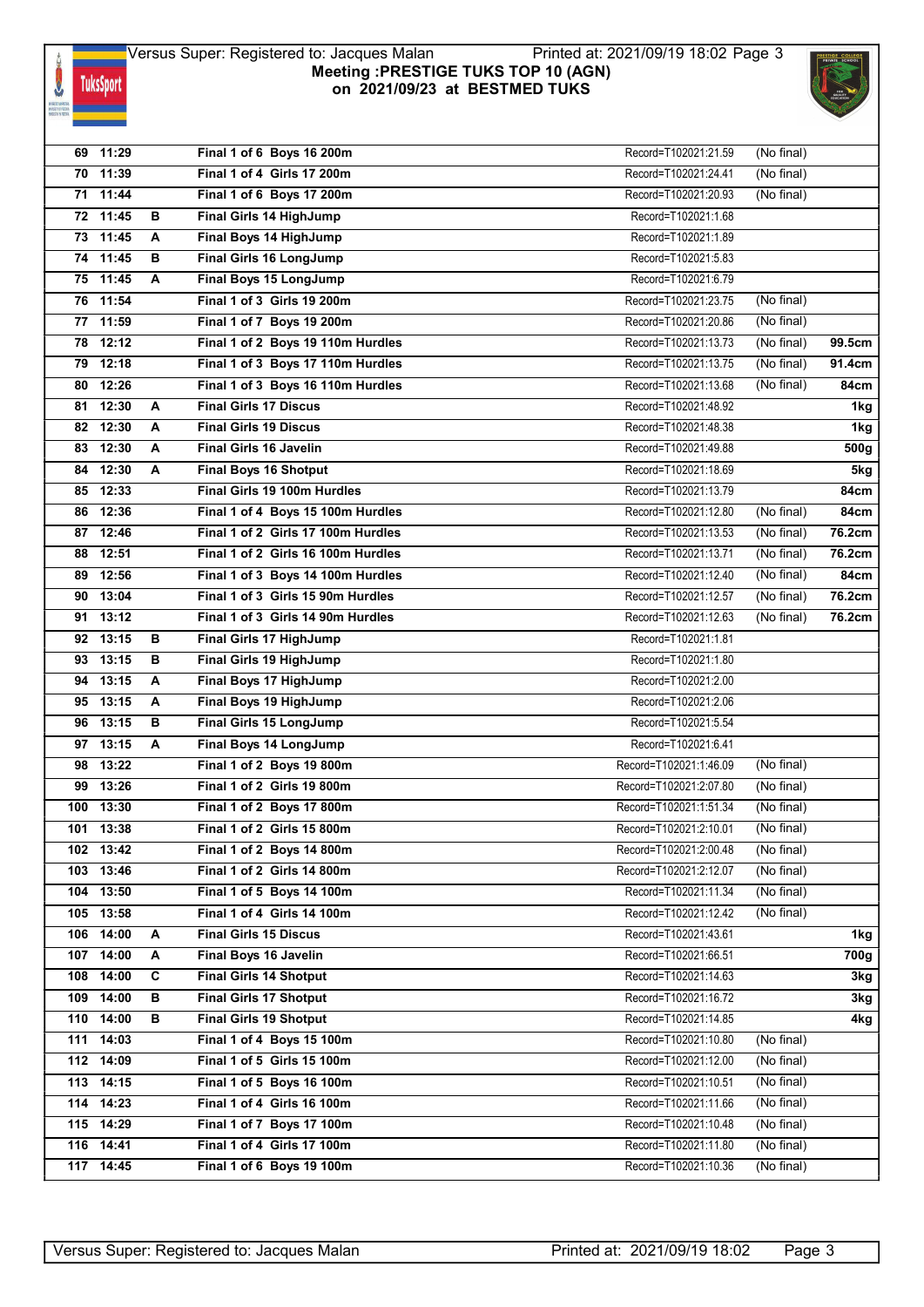# Meeting :PRESTIGE TUKS TOP 10 (AGN)
## on 2021/09/23 at BESTMED TUKS

| | | | | | | |
|---|---|---|---|---|---|---|
| 69 | 11:29 | | Final 1 of 6 Boys 16 200m | Record=T102021:21.59 | (No final) | |
| 70 | 11:39 | | Final 1 of 4 Girls 17 200m | Record=T102021:24.41 | (No final) | |
| 71 | 11:44 | | Final 1 of 6 Boys 17 200m | Record=T102021:20.93 | (No final) | |
| 72 | 11:45 | B | Final Girls 14 HighJump | Record=T102021:1.68 | | |
| 73 | 11:45 | A | Final Boys 14 HighJump | Record=T102021:1.89 | | |
| 74 | 11:45 | B | Final Girls 16 LongJump | Record=T102021:5.83 | | |
| 75 | 11:45 | A | Final Boys 15 LongJump | Record=T102021:6.79 | | |
| 76 | 11:54 | | Final 1 of 3 Girls 19 200m | Record=T102021:23.75 | (No final) | |
| 77 | 11:59 | | Final 1 of 7 Boys 19 200m | Record=T102021:20.86 | (No final) | |
| 78 | 12:12 | | Final 1 of 2 Boys 19 110m Hurdles | Record=T102021:13.73 | (No final) | 99.5cm |
| 79 | 12:18 | | Final 1 of 3 Boys 17 110m Hurdles | Record=T102021:13.75 | (No final) | 91.4cm |
| 80 | 12:26 | | Final 1 of 3 Boys 16 110m Hurdles | Record=T102021:13.68 | (No final) | 84cm |
| 81 | 12:30 | A | Final Girls 17 Discus | Record=T102021:48.92 | | 1kg |
| 82 | 12:30 | A | Final Girls 19 Discus | Record=T102021:48.38 | | 1kg |
| 83 | 12:30 | A | Final Girls 16 Javelin | Record=T102021:49.88 | | 500g |
| 84 | 12:30 | A | Final Boys 16 Shotput | Record=T102021:18.69 | | 5kg |
| 85 | 12:33 | | Final Girls 19 100m Hurdles | Record=T102021:13.79 | | 84cm |
| 86 | 12:36 | | Final 1 of 4 Boys 15 100m Hurdles | Record=T102021:12.80 | (No final) | 84cm |
| 87 | 12:46 | | Final 1 of 2 Girls 17 100m Hurdles | Record=T102021:13.53 | (No final) | 76.2cm |
| 88 | 12:51 | | Final 1 of 2 Girls 16 100m Hurdles | Record=T102021:13.71 | (No final) | 76.2cm |
| 89 | 12:56 | | Final 1 of 3 Boys 14 100m Hurdles | Record=T102021:12.40 | (No final) | 84cm |
| 90 | 13:04 | | Final 1 of 3 Girls 15 90m Hurdles | Record=T102021:12.57 | (No final) | 76.2cm |
| 91 | 13:12 | | Final 1 of 3 Girls 14 90m Hurdles | Record=T102021:12.63 | (No final) | 76.2cm |
| 92 | 13:15 | B | Final Girls 17 HighJump | Record=T102021:1.81 | | |
| 93 | 13:15 | B | Final Girls 19 HighJump | Record=T102021:1.80 | | |
| 94 | 13:15 | A | Final Boys 17 HighJump | Record=T102021:2.00 | | |
| 95 | 13:15 | A | Final Boys 19 HighJump | Record=T102021:2.06 | | |
| 96 | 13:15 | B | Final Girls 15 LongJump | Record=T102021:5.54 | | |
| 97 | 13:15 | A | Final Boys 14 LongJump | Record=T102021:6.41 | | |
| 98 | 13:22 | | Final 1 of 2 Boys 19 800m | Record=T102021:1:46.09 | (No final) | |
| 99 | 13:26 | | Final 1 of 2 Girls 19 800m | Record=T102021:2:07.80 | (No final) | |
| 100 | 13:30 | | Final 1 of 2 Boys 17 800m | Record=T102021:1:51.34 | (No final) | |
| 101 | 13:38 | | Final 1 of 2 Girls 15 800m | Record=T102021:2:10.01 | (No final) | |
| 102 | 13:42 | | Final 1 of 2 Boys 14 800m | Record=T102021:2:00.48 | (No final) | |
| 103 | 13:46 | | Final 1 of 2 Girls 14 800m | Record=T102021:2:12.07 | (No final) | |
| 104 | 13:50 | | Final 1 of 5 Boys 14 100m | Record=T102021:11.34 | (No final) | |
| 105 | 13:58 | | Final 1 of 4 Girls 14 100m | Record=T102021:12.42 | (No final) | |
| 106 | 14:00 | A | Final Girls 15 Discus | Record=T102021:43.61 | | 1kg |
| 107 | 14:00 | A | Final Boys 16 Javelin | Record=T102021:66.51 | | 700g |
| 108 | 14:00 | C | Final Girls 14 Shotput | Record=T102021:14.63 | | 3kg |
| 109 | 14:00 | B | Final Girls 17 Shotput | Record=T102021:16.72 | | 3kg |
| 110 | 14:00 | B | Final Girls 19 Shotput | Record=T102021:14.85 | | 4kg |
| 111 | 14:03 | | Final 1 of 4 Boys 15 100m | Record=T102021:10.80 | (No final) | |
| 112 | 14:09 | | Final 1 of 5 Girls 15 100m | Record=T102021:12.00 | (No final) | |
| 113 | 14:15 | | Final 1 of 5 Boys 16 100m | Record=T102021:10.51 | (No final) | |
| 114 | 14:23 | | Final 1 of 4 Girls 16 100m | Record=T102021:11.66 | (No final) | |
| 115 | 14:29 | | Final 1 of 7 Boys 17 100m | Record=T102021:10.48 | (No final) | |
| 116 | 14:41 | | Final 1 of 4 Girls 17 100m | Record=T102021:11.80 | (No final) | |
| 117 | 14:45 | | Final 1 of 6 Boys 19 100m | Record=T102021:10.36 | (No final) | |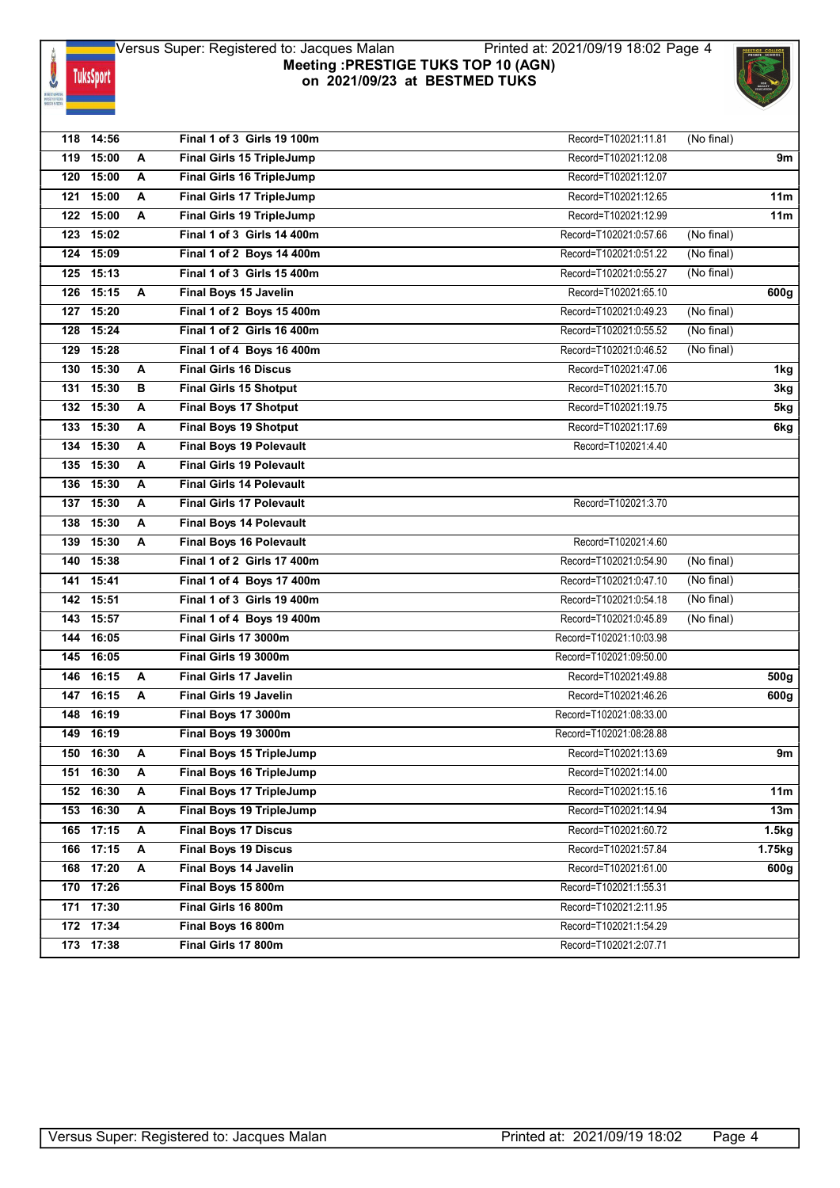# Meeting :PRESTIGE TUKS TOP 10 (AGN)
## on 2021/09/23 at BESTMED TUKS

| | | | | | | |
|---|---|---|---|---|---|---|
| 118 | 14:56 | | Final 1 of 3 Girls 19 100m | Record=T102021:11.81 | (No final) | |
| 119 | 15:00 | A | Final Girls 15 TripleJump | Record=T102021:12.08 | | 9m |
| 120 | 15:00 | A | Final Girls 16 TripleJump | Record=T102021:12.07 | | |
| 121 | 15:00 | A | Final Girls 17 TripleJump | Record=T102021:12.65 | | 11m |
| 122 | 15:00 | A | Final Girls 19 TripleJump | Record=T102021:12.99 | | 11m |
| 123 | 15:02 | | Final 1 of 3 Girls 14 400m | Record=T102021:0:57.66 | (No final) | |
| 124 | 15:09 | | Final 1 of 2 Boys 14 400m | Record=T102021:0:51.22 | (No final) | |
| 125 | 15:13 | | Final 1 of 3 Girls 15 400m | Record=T102021:0:55.27 | (No final) | |
| 126 | 15:15 | A | Final Boys 15 Javelin | Record=T102021:65.10 | | 600g |
| 127 | 15:20 | | Final 1 of 2 Boys 15 400m | Record=T102021:0:49.23 | (No final) | |
| 128 | 15:24 | | Final 1 of 2 Girls 16 400m | Record=T102021:0:55.52 | (No final) | |
| 129 | 15:28 | | Final 1 of 4 Boys 16 400m | Record=T102021:0:46.52 | (No final) | |
| 130 | 15:30 | A | Final Girls 16 Discus | Record=T102021:47.06 | | 1kg |
| 131 | 15:30 | B | Final Girls 15 Shotput | Record=T102021:15.70 | | 3kg |
| 132 | 15:30 | A | Final Boys 17 Shotput | Record=T102021:19.75 | | 5kg |
| 133 | 15:30 | A | Final Boys 19 Shotput | Record=T102021:17.69 | | 6kg |
| 134 | 15:30 | A | Final Boys 19 Polevault | Record=T102021:4.40 | | |
| 135 | 15:30 | A | Final Girls 19 Polevault | | | |
| 136 | 15:30 | A | Final Girls 14 Polevault | | | |
| 137 | 15:30 | A | Final Girls 17 Polevault | Record=T102021:3.70 | | |
| 138 | 15:30 | A | Final Boys 14 Polevault | | | |
| 139 | 15:30 | A | Final Boys 16 Polevault | Record=T102021:4.60 | | |
| 140 | 15:38 | | Final 1 of 2 Girls 17 400m | Record=T102021:0:54.90 | (No final) | |
| 141 | 15:41 | | Final 1 of 4 Boys 17 400m | Record=T102021:0:47.10 | (No final) | |
| 142 | 15:51 | | Final 1 of 3 Girls 19 400m | Record=T102021:0:54.18 | (No final) | |
| 143 | 15:57 | | Final 1 of 4 Boys 19 400m | Record=T102021:0:45.89 | (No final) | |
| 144 | 16:05 | | Final Girls 17 3000m | Record=T102021:10:03.98 | | |
| 145 | 16:05 | | Final Girls 19 3000m | Record=T102021:09:50.00 | | |
| 146 | 16:15 | A | Final Girls 17 Javelin | Record=T102021:49.88 | | 500g |
| 147 | 16:15 | A | Final Girls 19 Javelin | Record=T102021:46.26 | | 600g |
| 148 | 16:19 | | Final Boys 17 3000m | Record=T102021:08:33.00 | | |
| 149 | 16:19 | | Final Boys 19 3000m | Record=T102021:08:28.88 | | |
| 150 | 16:30 | A | Final Boys 15 TripleJump | Record=T102021:13.69 | | 9m |
| 151 | 16:30 | A | Final Boys 16 TripleJump | Record=T102021:14.00 | | |
| 152 | 16:30 | A | Final Boys 17 TripleJump | Record=T102021:15.16 | | 11m |
| 153 | 16:30 | A | Final Boys 19 TripleJump | Record=T102021:14.94 | | 13m |
| 165 | 17:15 | A | Final Boys 17 Discus | Record=T102021:60.72 | | 1.5kg |
| 166 | 17:15 | A | Final Boys 19 Discus | Record=T102021:57.84 | | 1.75kg |
| 168 | 17:20 | A | Final Boys 14 Javelin | Record=T102021:61.00 | | 600g |
| 170 | 17:26 | | Final Boys 15 800m | Record=T102021:1:55.31 | | |
| 171 | 17:30 | | Final Girls 16 800m | Record=T102021:2:11.95 | | |
| 172 | 17:34 | | Final Boys 16 800m | Record=T102021:1:54.29 | | |
| 173 | 17:38 | | Final Girls 17 800m | Record=T102021:2:07.71 | | |